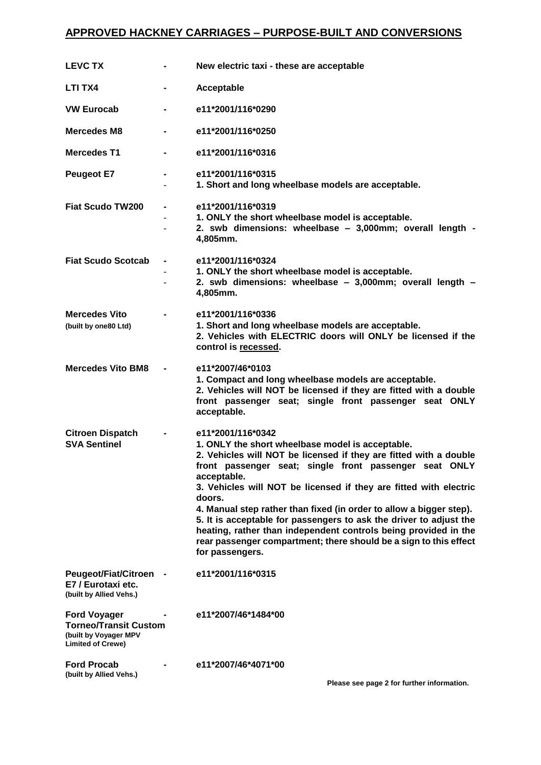## APPROVED HACKNEY CARRIAGES – PURPOSE-BUILT AND CONVERSIONS

| Vehicle | | Details |
|---|---|---|
| **LEVC TX** | - | **New electric taxi - these are acceptable** |
| **LTI TX4** | - | **Acceptable** |
| **VW Eurocab** | - | **e11*2001/116*0290** |
| **Mercedes M8** | - | **e11*2001/116*0250** |
| **Mercedes T1** | - | **e11*2001/116*0316** |
| **Peugeot E7** | - | **e11*2001/116*0315**<br>**1. Short and long wheelbase models are acceptable.** |
| **Fiat Scudo TW200** | - | **e11*2001/116*0319**<br>**1. ONLY the short wheelbase model is acceptable.**<br>**2. swb dimensions: wheelbase – 3,000mm; overall length - 4,805mm.** |
| **Fiat Scudo Scotcab** | - | **e11*2001/116*0324**<br>**1. ONLY the short wheelbase model is acceptable.**<br>**2. swb dimensions: wheelbase – 3,000mm; overall length – 4,805mm.** |
| **Mercedes Vito** (built by one80 Ltd) | - | **e11*2001/116*0336**<br>**1. Short and long wheelbase models are acceptable.**<br>**2. Vehicles with ELECTRIC doors will ONLY be licensed if the control is recessed.** |
| **Mercedes Vito BM8** | - | **e11*2007/46*0103**<br>**1. Compact and long wheelbase models are acceptable.**<br>**2. Vehicles will NOT be licensed if they are fitted with a double front passenger seat; single front passenger seat ONLY acceptable.** |
| **Citroen Dispatch SVA Sentinel** | - | **e11*2001/116*0342**<br>**1. ONLY the short wheelbase model is acceptable.**<br>**2. Vehicles will NOT be licensed if they are fitted with a double front passenger seat; single front passenger seat ONLY acceptable.**<br>**3. Vehicles will NOT be licensed if they are fitted with electric doors.**<br>**4. Manual step rather than fixed (in order to allow a bigger step).**<br>**5. It is acceptable for passengers to ask the driver to adjust the heating, rather than independent controls being provided in the rear passenger compartment; there should be a sign to this effect for passengers.** |
| **Peugeot/Fiat/Citroen E7 / Eurotaxi etc.** (built by Allied Vehs.) | - | **e11*2001/116*0315** |
| **Ford Voyager Torneo/Transit Custom** (built by Voyager MPV Limited of Crewe) | - | **e11*2007/46*1484*00** |
| **Ford Procab** (built by Allied Vehs.) | - | **e11*2007/46*4071*00** |

**Please see page 2 for further information.**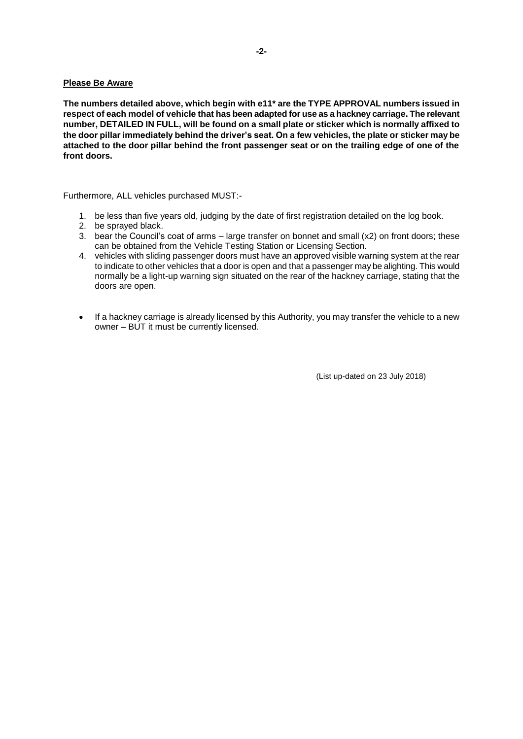**Please Be Aware**

**The numbers detailed above, which begin with e11* are the TYPE APPROVAL numbers issued in respect of each model of vehicle that has been adapted for use as a hackney carriage. The relevant number, DETAILED IN FULL, will be found on a small plate or sticker which is normally affixed to the door pillar immediately behind the driver's seat. On a few vehicles, the plate or sticker may be attached to the door pillar behind the front passenger seat or on the trailing edge of one of the front doors.**

Furthermore, ALL vehicles purchased MUST:-

1. be less than five years old, judging by the date of first registration detailed on the log book.
2. be sprayed black.
3. bear the Council's coat of arms – large transfer on bonnet and small (x2) on front doors; these can be obtained from the Vehicle Testing Station or Licensing Section.
4. vehicles with sliding passenger doors must have an approved visible warning system at the rear to indicate to other vehicles that a door is open and that a passenger may be alighting. This would normally be a light-up warning sign situated on the rear of the hackney carriage, stating that the doors are open.

- If a hackney carriage is already licensed by this Authority, you may transfer the vehicle to a new owner – BUT it must be currently licensed.

(List up-dated on 23 July 2018)